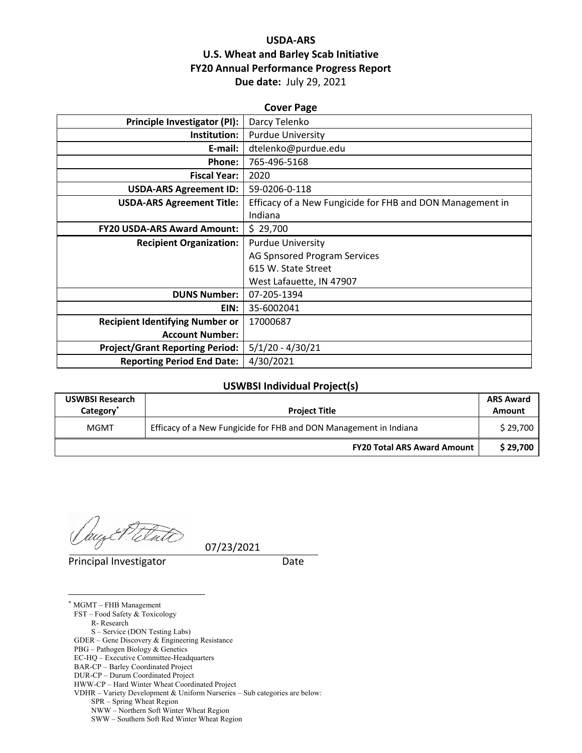# USDA-ARS

## U.S. Wheat and Barley Scab Initiative

## FY20 Annual Performance Progress Report

**Due date:** July 29, 2021

### Cover Page

| | |
|---:|---|
| **Principle Investigator (PI):** | Darcy Telenko |
| **Institution:** | Purdue University |
| **E-mail:** | dtelenko@purdue.edu |
| **Phone:** | 765-496-5168 |
| **Fiscal Year:** | 2020 |
| **USDA-ARS Agreement ID:** | 59-0206-0-118 |
| **USDA-ARS Agreement Title:** | Efficacy of a New Fungicide for FHB and DON Management in Indiana |
| **FY20 USDA-ARS Award Amount:** | $ 29,700 |
| **Recipient Organization:** | Purdue University<br>AG Spnsored Program Services<br>615 W. State Street<br>West Lafauette, IN 47907 |
| **DUNS Number:** | 07-205-1394 |
| **EIN:** | 35-6002041 |
| **Recipient Identifying Number or Account Number:** | 17000687 |
| **Project/Grant Reporting Period:** | 5/1/20 - 4/30/21 |
| **Reporting Period End Date:** | 4/30/2021 |

### USWBSI Individual Project(s)

| USWBSI Research Category* | Project Title | ARS Award Amount |
|---|---|---|
| MGMT | Efficacy of a New Fungicide for FHB and DON Management in Indiana | $ 29,700 |
| | **FY20 Total ARS Award Amount** | **$ 29,700** |

07/23/2021

Principal Investigator　　　　　　　　Date

---

* MGMT – FHB Management
FST – Food Safety & Toxicology
　R- Research
　S – Service (DON Testing Labs)
GDER – Gene Discovery & Engineering Resistance
PBG – Pathogen Biology & Genetics
EC-HQ – Executive Committee-Headquarters
BAR-CP – Barley Coordinated Project
DUR-CP – Durum Coordinated Project
HWW-CP – Hard Winter Wheat Coordinated Project
VDHR – Variety Development & Uniform Nurseries – Sub categories are below:
　SPR – Spring Wheat Region
　NWW – Northern Soft Winter Wheat Region
　SWW – Southern Soft Red Winter Wheat Region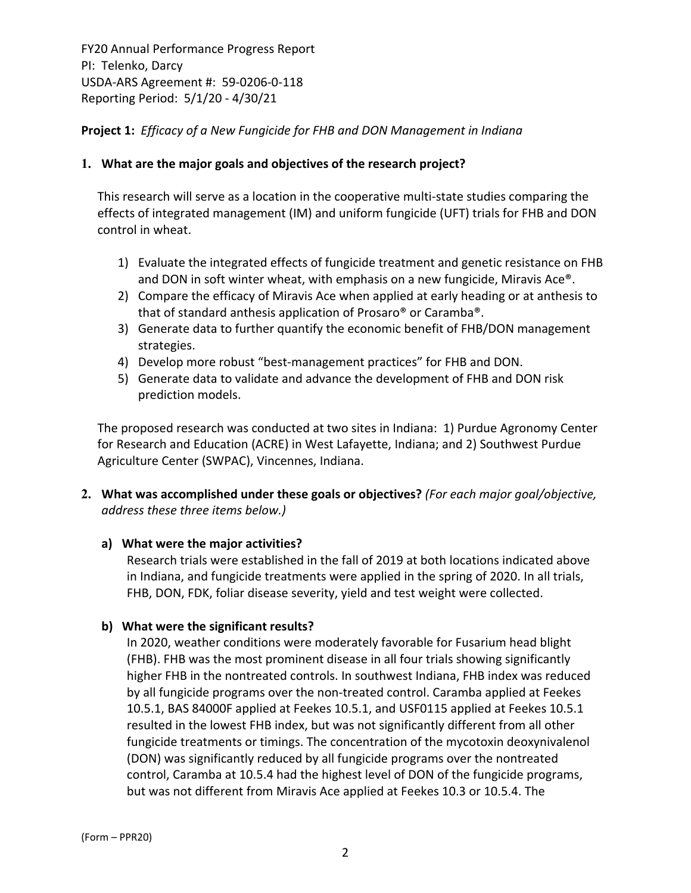FY20 Annual Performance Progress Report
PI: Telenko, Darcy
USDA-ARS Agreement #: 59-0206-0-118
Reporting Period: 5/1/20 - 4/30/21

**Project 1:** *Efficacy of a New Fungicide for FHB and DON Management in Indiana*

**1. What are the major goals and objectives of the research project?**

This research will serve as a location in the cooperative multi-state studies comparing the effects of integrated management (IM) and uniform fungicide (UFT) trials for FHB and DON control in wheat.

1) Evaluate the integrated effects of fungicide treatment and genetic resistance on FHB and DON in soft winter wheat, with emphasis on a new fungicide, Miravis Ace®.
2) Compare the efficacy of Miravis Ace when applied at early heading or at anthesis to that of standard anthesis application of Prosaro® or Caramba®.
3) Generate data to further quantify the economic benefit of FHB/DON management strategies.
4) Develop more robust "best-management practices" for FHB and DON.
5) Generate data to validate and advance the development of FHB and DON risk prediction models.

The proposed research was conducted at two sites in Indiana: 1) Purdue Agronomy Center for Research and Education (ACRE) in West Lafayette, Indiana; and 2) Southwest Purdue Agriculture Center (SWPAC), Vincennes, Indiana.

**2. What was accomplished under these goals or objectives?** *(For each major goal/objective, address these three items below.)*

**a) What were the major activities?**

Research trials were established in the fall of 2019 at both locations indicated above in Indiana, and fungicide treatments were applied in the spring of 2020. In all trials, FHB, DON, FDK, foliar disease severity, yield and test weight were collected.

**b) What were the significant results?**

In 2020, weather conditions were moderately favorable for Fusarium head blight (FHB). FHB was the most prominent disease in all four trials showing significantly higher FHB in the nontreated controls. In southwest Indiana, FHB index was reduced by all fungicide programs over the non-treated control. Caramba applied at Feekes 10.5.1, BAS 84000F applied at Feekes 10.5.1, and USF0115 applied at Feekes 10.5.1 resulted in the lowest FHB index, but was not significantly different from all other fungicide treatments or timings. The concentration of the mycotoxin deoxynivalenol (DON) was significantly reduced by all fungicide programs over the nontreated control, Caramba at 10.5.4 had the highest level of DON of the fungicide programs, but was not different from Miravis Ace applied at Feekes 10.3 or 10.5.4. The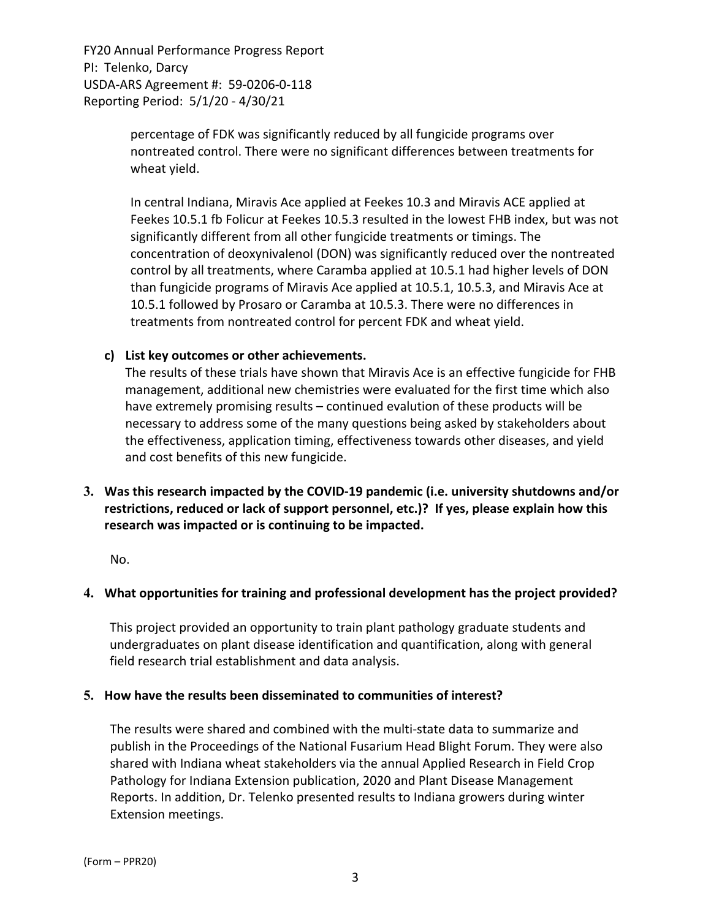percentage of FDK was significantly reduced by all fungicide programs over nontreated control. There were no significant differences between treatments for wheat yield.

In central Indiana, Miravis Ace applied at Feekes 10.3 and Miravis ACE applied at Feekes 10.5.1 fb Folicur at Feekes 10.5.3 resulted in the lowest FHB index, but was not significantly different from all other fungicide treatments or timings. The concentration of deoxynivalenol (DON) was significantly reduced over the nontreated control by all treatments, where Caramba applied at 10.5.1 had higher levels of DON than fungicide programs of Miravis Ace applied at 10.5.1, 10.5.3, and Miravis Ace at 10.5.1 followed by Prosaro or Caramba at 10.5.3. There were no differences in treatments from nontreated control for percent FDK and wheat yield.

**c) List key outcomes or other achievements.**

The results of these trials have shown that Miravis Ace is an effective fungicide for FHB management, additional new chemistries were evaluated for the first time which also have extremely promising results – continued evalution of these products will be necessary to address some of the many questions being asked by stakeholders about the effectiveness, application timing, effectiveness towards other diseases, and yield and cost benefits of this new fungicide.

**3. Was this research impacted by the COVID-19 pandemic (i.e. university shutdowns and/or restrictions, reduced or lack of support personnel, etc.)? If yes, please explain how this research was impacted or is continuing to be impacted.**

No.

**4. What opportunities for training and professional development has the project provided?**

This project provided an opportunity to train plant pathology graduate students and undergraduates on plant disease identification and quantification, along with general field research trial establishment and data analysis.

**5. How have the results been disseminated to communities of interest?**

The results were shared and combined with the multi-state data to summarize and publish in the Proceedings of the National Fusarium Head Blight Forum. They were also shared with Indiana wheat stakeholders via the annual Applied Research in Field Crop Pathology for Indiana Extension publication, 2020 and Plant Disease Management Reports. In addition, Dr. Telenko presented results to Indiana growers during winter Extension meetings.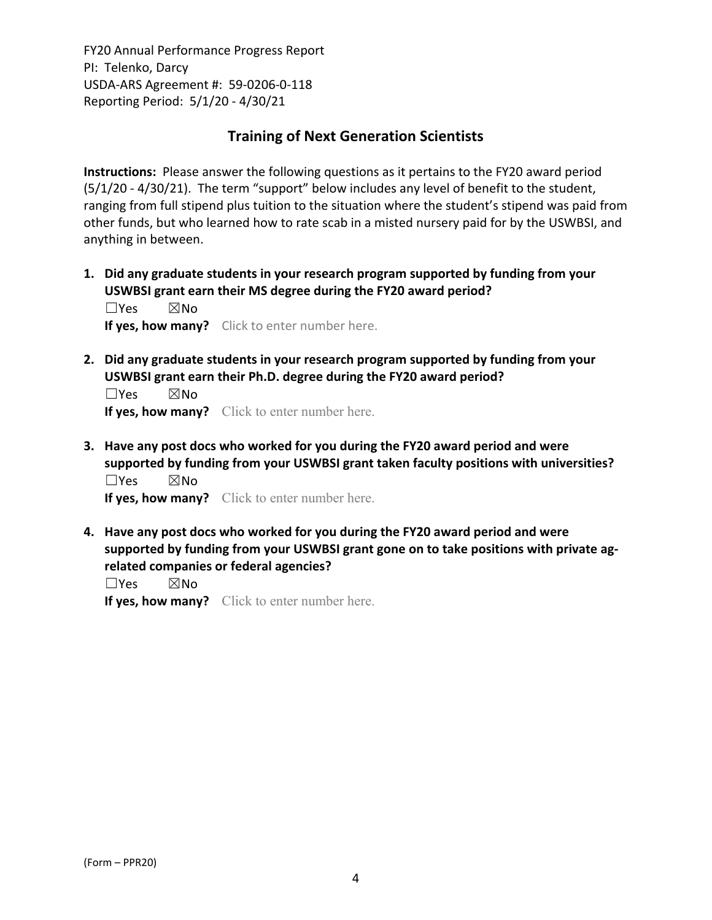## Training of Next Generation Scientists

**Instructions:** Please answer the following questions as it pertains to the FY20 award period (5/1/20 - 4/30/21). The term "support" below includes any level of benefit to the student, ranging from full stipend plus tuition to the situation where the student's stipend was paid from other funds, but who learned how to rate scab in a misted nursery paid for by the USWBSI, and anything in between.

1. **Did any graduate students in your research program supported by funding from your USWBSI grant earn their MS degree during the FY20 award period?**
   ☐Yes ☒No
   **If yes, how many?** Click to enter number here.

2. **Did any graduate students in your research program supported by funding from your USWBSI grant earn their Ph.D. degree during the FY20 award period?**
   ☐Yes ☒No
   **If yes, how many?** Click to enter number here.

3. **Have any post docs who worked for you during the FY20 award period and were supported by funding from your USWBSI grant taken faculty positions with universities?**
   ☐Yes ☒No
   **If yes, how many?** Click to enter number here.

4. **Have any post docs who worked for you during the FY20 award period and were supported by funding from your USWBSI grant gone on to take positions with private ag-related companies or federal agencies?**
   ☐Yes ☒No
   **If yes, how many?** Click to enter number here.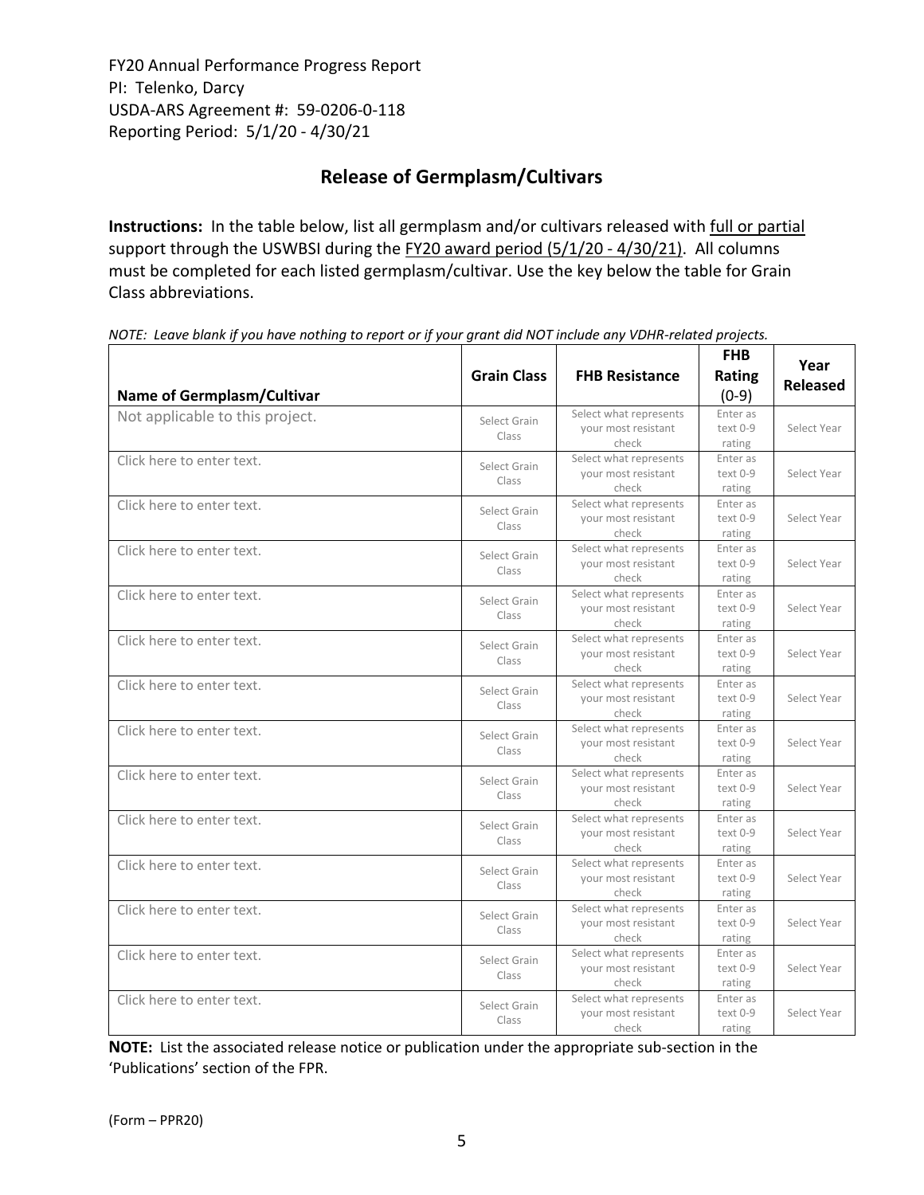FY20 Annual Performance Progress Report
PI: Telenko, Darcy
USDA-ARS Agreement #: 59-0206-0-118
Reporting Period: 5/1/20 - 4/30/21

## Release of Germplasm/Cultivars

**Instructions:** In the table below, list all germplasm and/or cultivars released with full or partial support through the USWBSI during the FY20 award period (5/1/20 - 4/30/21). All columns must be completed for each listed germplasm/cultivar. Use the key below the table for Grain Class abbreviations.

*NOTE: Leave blank if you have nothing to report or if your grant did NOT include any VDHR-related projects.*

| Name of Germplasm/Cultivar | Grain Class | FHB Resistance | FHB Rating (0-9) | Year Released |
|---|---|---|---|---|
| Not applicable to this project. | Select Grain Class | Select what represents your most resistant check | Enter as text 0-9 rating | Select Year |
| Click here to enter text. | Select Grain Class | Select what represents your most resistant check | Enter as text 0-9 rating | Select Year |
| Click here to enter text. | Select Grain Class | Select what represents your most resistant check | Enter as text 0-9 rating | Select Year |
| Click here to enter text. | Select Grain Class | Select what represents your most resistant check | Enter as text 0-9 rating | Select Year |
| Click here to enter text. | Select Grain Class | Select what represents your most resistant check | Enter as text 0-9 rating | Select Year |
| Click here to enter text. | Select Grain Class | Select what represents your most resistant check | Enter as text 0-9 rating | Select Year |
| Click here to enter text. | Select Grain Class | Select what represents your most resistant check | Enter as text 0-9 rating | Select Year |
| Click here to enter text. | Select Grain Class | Select what represents your most resistant check | Enter as text 0-9 rating | Select Year |
| Click here to enter text. | Select Grain Class | Select what represents your most resistant check | Enter as text 0-9 rating | Select Year |
| Click here to enter text. | Select Grain Class | Select what represents your most resistant check | Enter as text 0-9 rating | Select Year |
| Click here to enter text. | Select Grain Class | Select what represents your most resistant check | Enter as text 0-9 rating | Select Year |
| Click here to enter text. | Select Grain Class | Select what represents your most resistant check | Enter as text 0-9 rating | Select Year |
| Click here to enter text. | Select Grain Class | Select what represents your most resistant check | Enter as text 0-9 rating | Select Year |
| Click here to enter text. | Select Grain Class | Select what represents your most resistant check | Enter as text 0-9 rating | Select Year |

**NOTE:** List the associated release notice or publication under the appropriate sub-section in the 'Publications' section of the FPR.

(Form – PPR20)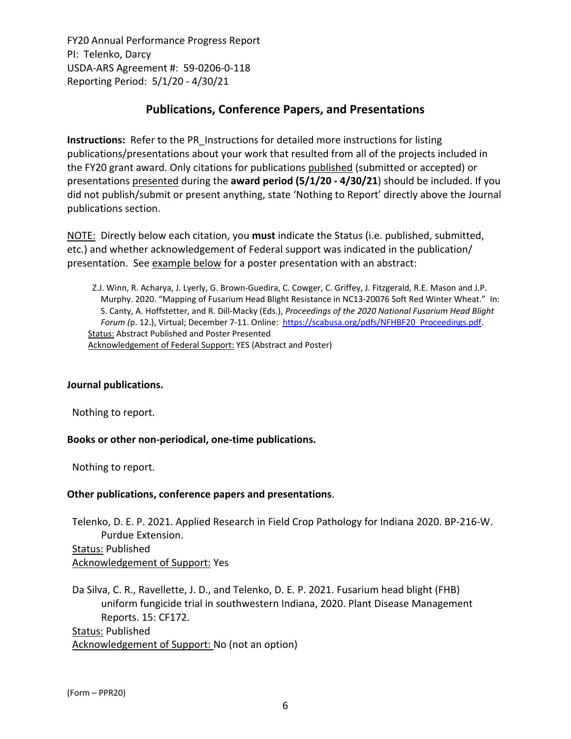FY20 Annual Performance Progress Report
PI: Telenko, Darcy
USDA-ARS Agreement #: 59-0206-0-118
Reporting Period: 5/1/20 - 4/30/21

## Publications, Conference Papers, and Presentations

**Instructions:** Refer to the PR_Instructions for detailed more instructions for listing publications/presentations about your work that resulted from all of the projects included in the FY20 grant award. Only citations for publications published (submitted or accepted) or presentations presented during the **award period (5/1/20 - 4/30/21**) should be included. If you did not publish/submit or present anything, state 'Nothing to Report' directly above the Journal publications section.

NOTE: Directly below each citation, you **must** indicate the Status (i.e. published, submitted, etc.) and whether acknowledgement of Federal support was indicated in the publication/ presentation. See example below for a poster presentation with an abstract:

> Z.J. Winn, R. Acharya, J. Lyerly, G. Brown-Guedira, C. Cowger, C. Griffey, J. Fitzgerald, R.E. Mason and J.P. Murphy. 2020. "Mapping of Fusarium Head Blight Resistance in NC13-20076 Soft Red Winter Wheat." In: S. Canty, A. Hoffstetter, and R. Dill-Macky (Eds.), *Proceedings of the 2020 National Fusarium Head Blight Forum (*p. 12.), Virtual; December 7-11. Online: https://scabusa.org/pdfs/NFHBF20_Proceedings.pdf.
> Status: Abstract Published and Poster Presented
> Acknowledgement of Federal Support: YES (Abstract and Poster)

**Journal publications.**

Nothing to report.

**Books or other non-periodical, one-time publications.**

Nothing to report.

**Other publications, conference papers and presentations**.

Telenko, D. E. P. 2021. Applied Research in Field Crop Pathology for Indiana 2020. BP-216-W. Purdue Extension.
Status: Published
Acknowledgement of Support: Yes

Da Silva, C. R., Ravellette, J. D., and Telenko, D. E. P. 2021. Fusarium head blight (FHB) uniform fungicide trial in southwestern Indiana, 2020. Plant Disease Management Reports. 15: CF172.
Status: Published
Acknowledgement of Support: No (not an option)

(Form – PPR20)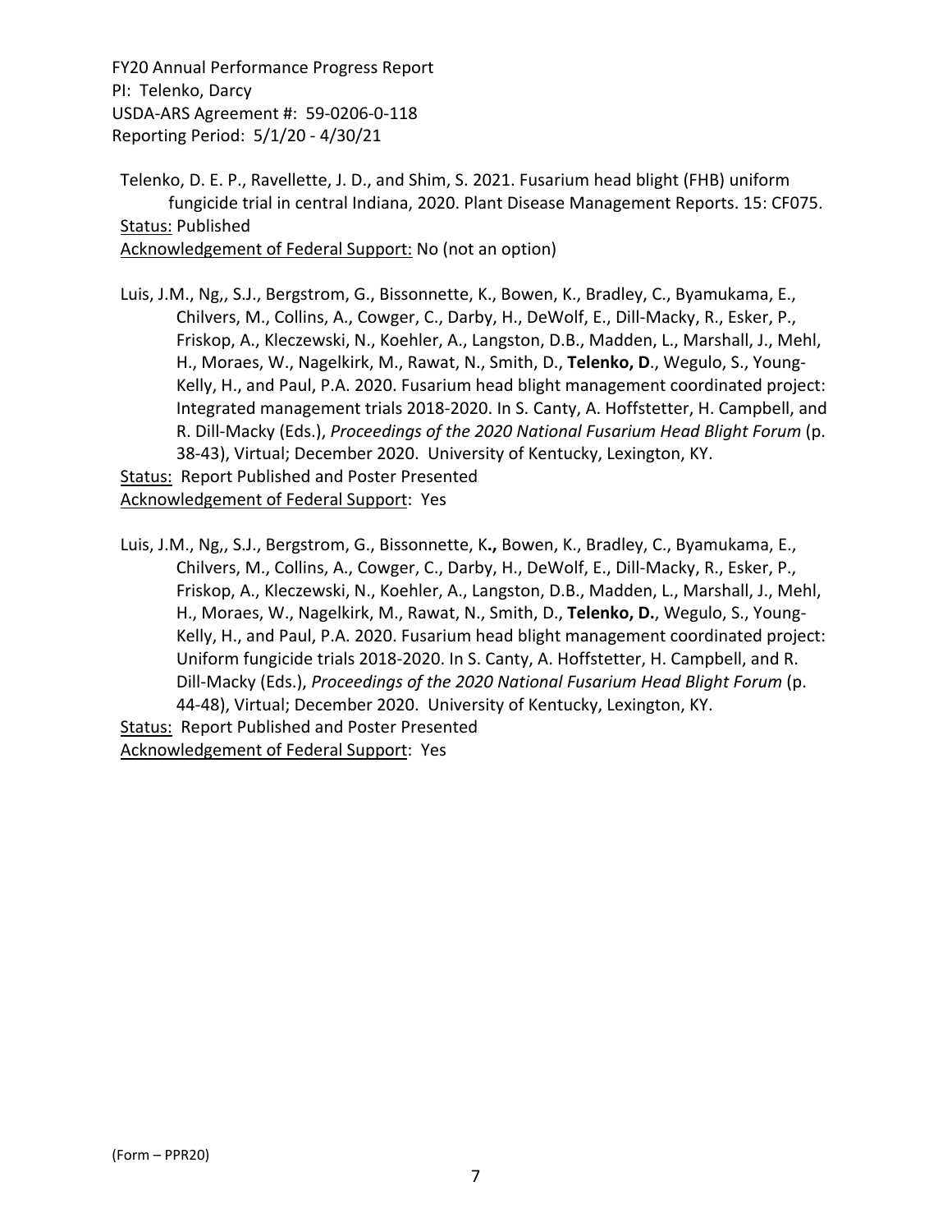Telenko, D. E. P., Ravellette, J. D., and Shim, S. 2021. Fusarium head blight (FHB) uniform fungicide trial in central Indiana, 2020. Plant Disease Management Reports. 15: CF075.

Status: Published

Acknowledgement of Federal Support: No (not an option)

Luis, J.M., Ng,, S.J., Bergstrom, G., Bissonnette, K., Bowen, K., Bradley, C., Byamukama, E., Chilvers, M., Collins, A., Cowger, C., Darby, H., DeWolf, E., Dill-Macky, R., Esker, P., Friskop, A., Kleczewski, N., Koehler, A., Langston, D.B., Madden, L., Marshall, J., Mehl, H., Moraes, W., Nagelkirk, M., Rawat, N., Smith, D., **Telenko, D**., Wegulo, S., Young-Kelly, H., and Paul, P.A. 2020. Fusarium head blight management coordinated project: Integrated management trials 2018-2020. In S. Canty, A. Hoffstetter, H. Campbell, and R. Dill-Macky (Eds.), *Proceedings of the 2020 National Fusarium Head Blight Forum* (p. 38-43), Virtual; December 2020. University of Kentucky, Lexington, KY.

Status: Report Published and Poster Presented

Acknowledgement of Federal Support: Yes

Luis, J.M., Ng,, S.J., Bergstrom, G., Bissonnette, K**.,** Bowen, K., Bradley, C., Byamukama, E., Chilvers, M., Collins, A., Cowger, C., Darby, H., DeWolf, E., Dill-Macky, R., Esker, P., Friskop, A., Kleczewski, N., Koehler, A., Langston, D.B., Madden, L., Marshall, J., Mehl, H., Moraes, W., Nagelkirk, M., Rawat, N., Smith, D., **Telenko, D.**, Wegulo, S., Young-Kelly, H., and Paul, P.A. 2020. Fusarium head blight management coordinated project: Uniform fungicide trials 2018-2020. In S. Canty, A. Hoffstetter, H. Campbell, and R. Dill-Macky (Eds.), *Proceedings of the 2020 National Fusarium Head Blight Forum* (p. 44-48), Virtual; December 2020. University of Kentucky, Lexington, KY.

Status: Report Published and Poster Presented

Acknowledgement of Federal Support: Yes